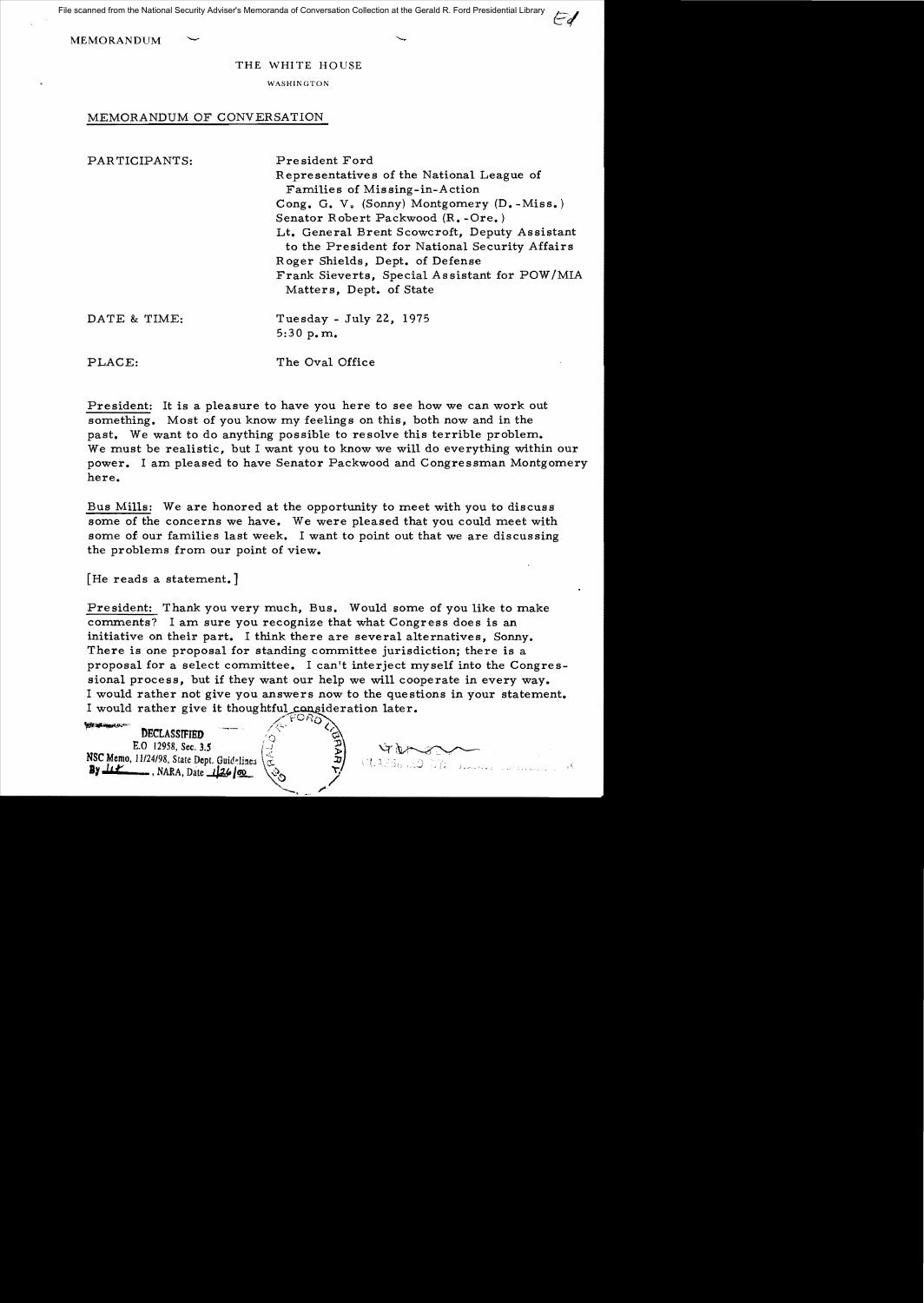File scanned from the National Security Adviser's Memoranda of Conversation Collection at the Gerald R. Ford Presidential Library

MEMORANDUM

THE WHITE HOUSE

WASHINGTON

MEMORANDUM OF CONVERSATION

PARTICIPANTS: President Ford
Representatives of the National League of Families of Missing-in-Action
Cong. G. V. (Sonny) Montgomery (D.-Miss.)
Senator Robert Packwood (R.-Ore.)
Lt. General Brent Scowcroft, Deputy Assistant to the President for National Security Affairs
Roger Shields, Dept. of Defense
Frank Sieverts, Special Assistant for POW/MIA Matters, Dept. of State

DATE & TIME: Tuesday - July 22, 1975
5:30 p.m.

PLACE: The Oval Office

President: It is a pleasure to have you here to see how we can work out something. Most of you know my feelings on this, both now and in the past. We want to do anything possible to resolve this terrible problem. We must be realistic, but I want you to know we will do everything within our power. I am pleased to have Senator Packwood and Congressman Montgomery here.

Bus Mills: We are honored at the opportunity to meet with you to discuss some of the concerns we have. We were pleased that you could meet with some of our families last week. I want to point out that we are discussing the problems from our point of view.

[He reads a statement.]

President: Thank you very much, Bus. Would some of you like to make comments? I am sure you recognize that what Congress does is an initiative on their part. I think there are several alternatives, Sonny. There is one proposal for standing committee jurisdiction; there is a proposal for a select committee. I can't interject myself into the Congressional process, but if they want our help we will cooperate in every way. I would rather not give you answers now to the questions in your statement. I would rather give it thoughtful consideration later.

DECLASSIFIED
E.O 12958, Sec. 3.5
NSC Memo, 11/24/98, State Dept. Guidelines
By lit, NARA, Date 1/26/00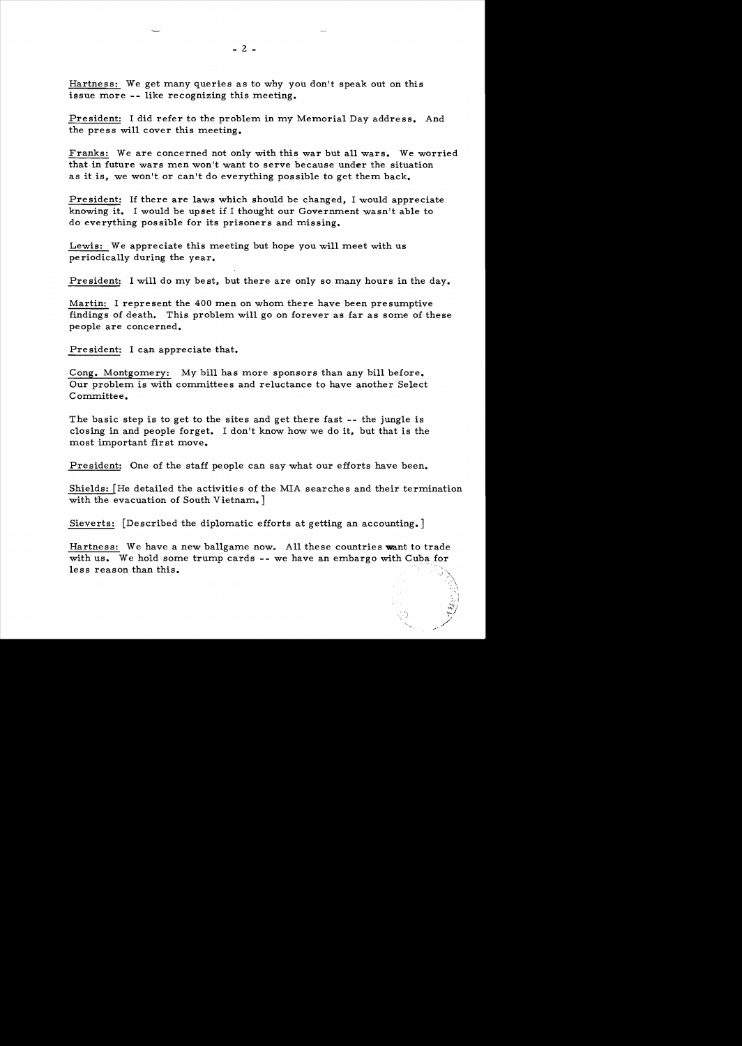Hartness: We get many queries as to why you don't speak out on this issue more -- like recognizing this meeting.

President: I did refer to the problem in my Memorial Day address. And the press will cover this meeting.

Franks: We are concerned not only with this war but all wars. We worried that in future wars men won't want to serve because under the situation as it is, we won't or can't do everything possible to get them back.

President: If there are laws which should be changed, I would appreciate knowing it. I would be upset if I thought our Government wasn't able to do everything possible for its prisoners and missing.

Lewis: We appreciate this meeting but hope you will meet with us periodically during the year.

President: I will do my best, but there are only so many hours in the day.

Martin: I represent the 400 men on whom there have been presumptive findings of death. This problem will go on forever as far as some of these people are concerned.

President: I can appreciate that.

Cong. Montgomery: My bill has more sponsors than any bill before. Our problem is with committees and reluctance to have another Select Committee.

The basic step is to get to the sites and get there fast -- the jungle is closing in and people forget. I don't know how we do it, but that is the most important first move.

President: One of the staff people can say what our efforts have been.

Shields: [He detailed the activities of the MIA searches and their termination with the evacuation of South Vietnam.]

Sieverts: [Described the diplomatic efforts at getting an accounting.]

Hartness: We have a new ballgame now. All these countries want to trade with us. We hold some trump cards -- we have an embargo with Cuba for less reason than this.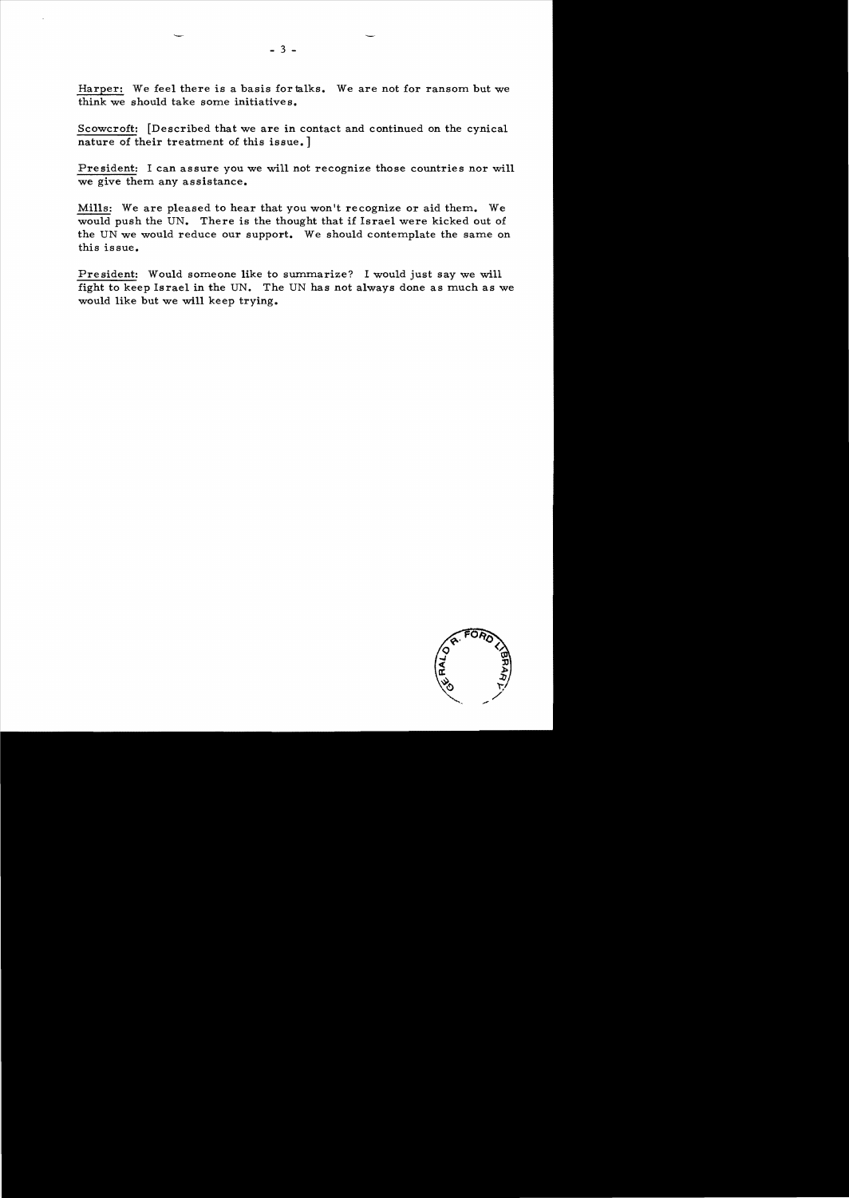Harper: We feel there is a basis for talks. We are not for ransom but we think we should take some initiatives.

Scowcroft: [Described that we are in contact and continued on the cynical nature of their treatment of this issue.]

President: I can assure you we will not recognize those countries nor will we give them any assistance.

Mills: We are pleased to hear that you won't recognize or aid them. We would push the UN. There is the thought that if Israel were kicked out of the UN we would reduce our support. We should contemplate the same on this issue.

President: Would someone like to summarize? I would just say we will fight to keep Israel in the UN. The UN has not always done as much as we would like but we will keep trying.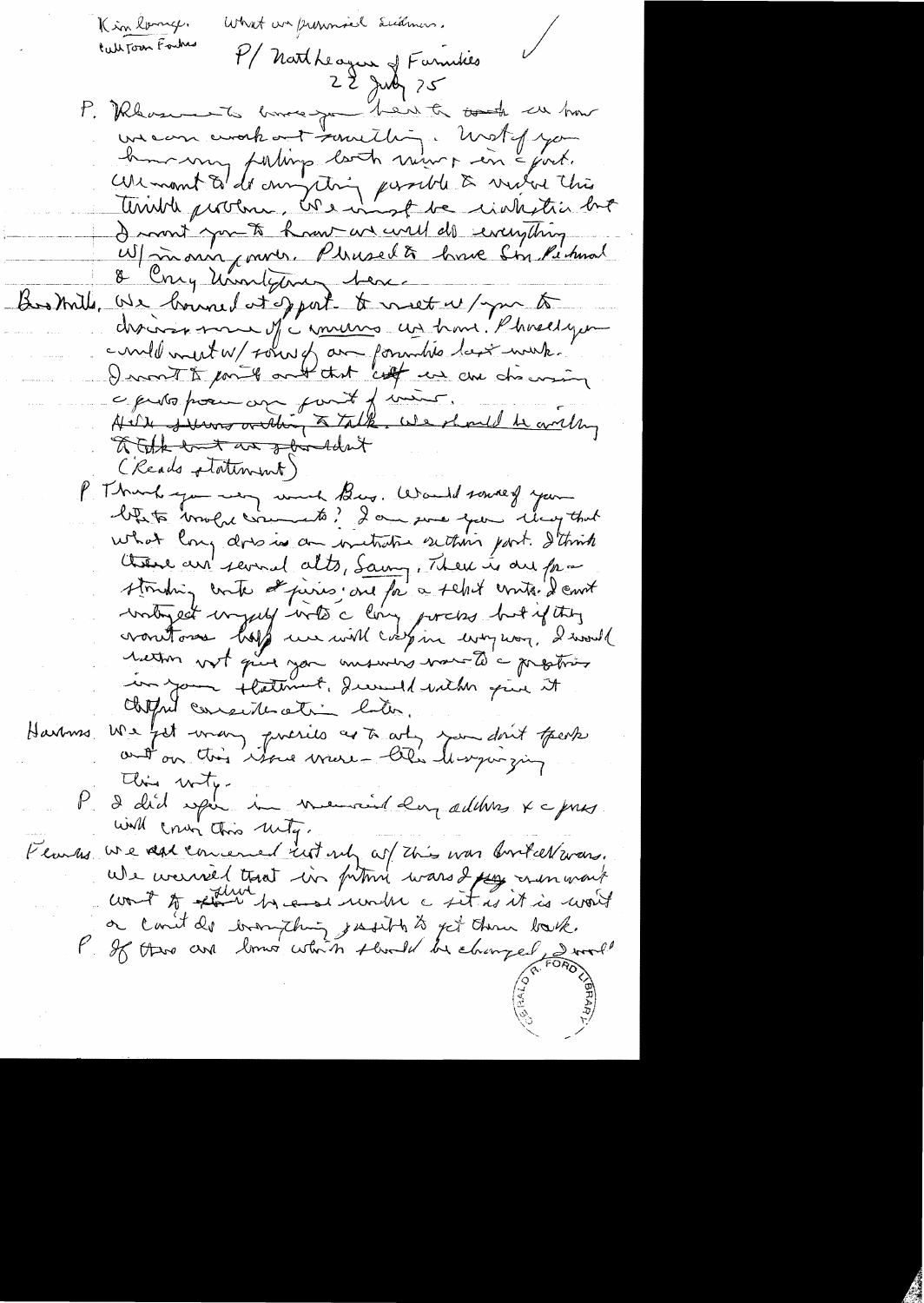Kinlong. What are prisoners. Leadman.
Cull Town Fowler

P/ Natl League of Families
22 July 75

P. Pleasure to have you here to talk on how we can work out something. Most of you have very feeling both minor in effort. We want to do anything possible to resolve this terrible problem. We must be realistic but I want you to know we will do everything w/ in our power. Pleased to have Sen Percy & Cong Montgomery here.

Bro Mills. We burned at effort to meet w/ you to discuss some of c issues we have. Pleased you could meet w/ some of our families last week. I want to point out that staff we are discussing c problem on point of view.

~~Held discussions with a talk. We should be working to talk but we shouldn't~~

(Reads statement)

P. Thank you very much Bus. Would some of you like to make comments? I am sure you know that what Cong does is an initiative on this part. I think there are several alts, Saying, There is one for a standing comte & joint; one for a select comte. I can't interject myself into c Cong process but if they want one help we will cooperate any way. I would rather not give you answers now to c question in your statement. I would rather give it careful consideration later.

Hawkins. We get many queries as to why you don't speak out on this issue more - like lowering this unity.

P. I did speak in memorial day address & c press will cover this unity.

Fenders. We are concerned not only w/ this war but all wars. We worried that in future wars & any man want want to ~~give~~ serve his country a set as it is won't or can't do everything possible to get them back.

P. If there are laws which should be changed, I would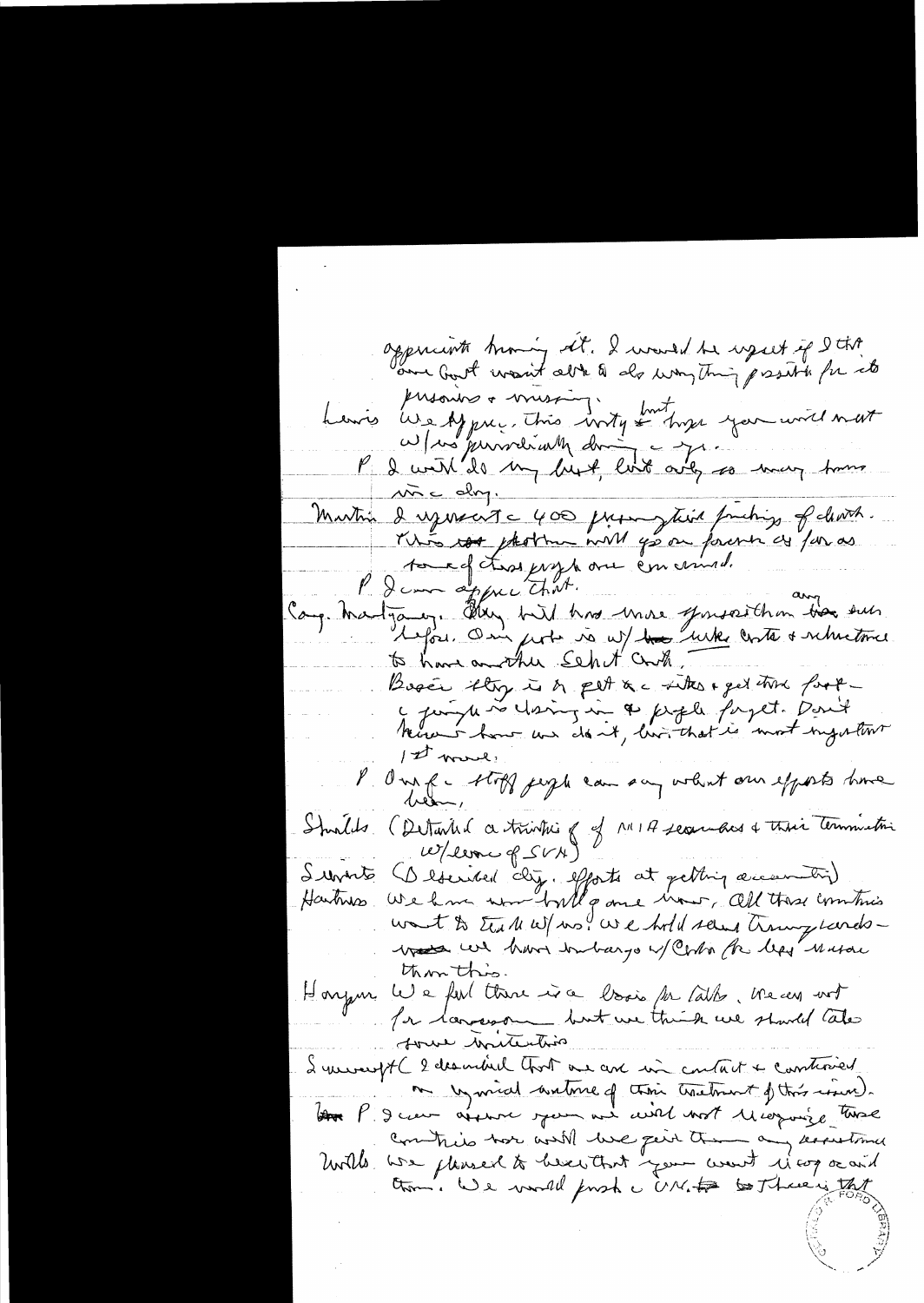appreciate knowing it. I would be upset if I thought our Govt wasn't able to do everything possible for its prisoners & missing.

Lewis We appreciate this very much but hope you will meet w/ us periodically during the year.

P I will do my best, but only so many hours in a day.

Martin I represent 400 pursuing their findings of death. This photo will go on forever as far as our families are concerned.

P I can appreciate that.

Cong. Montgomery. They will have more ammunition than any ever before. Our goal is w/ the utmost caution & reluctance to have another Select Comte.

Basic thing is to get ac sites & get those people — families are losing & people forget. Don't know how we do it, but that is most important 1st move.

P Only a staff people can say what our efforts have been.

Shields (Detailed a history of MIA searches & their termination w/ loss of SVN)

Sievers (Described diplomatic efforts at getting accounting)

Hawkins We have more bulls game now, all those countries want to talk w/ us. We hold some trump cards — we have embargo w/ Cuba for less reason than this.

Hougen We feel there is a basis for talks. We are not for concession but we think we should take some initiative.

Sumsuff (I described that we are in contact & concerned on humanitarian aspects of their treatment of this issue).

P I can assure you we will not recognize those countries nor will we give them any assistance.

Wolff We pleased to hear that you won't recognize or aid them. We would push the UN. There is that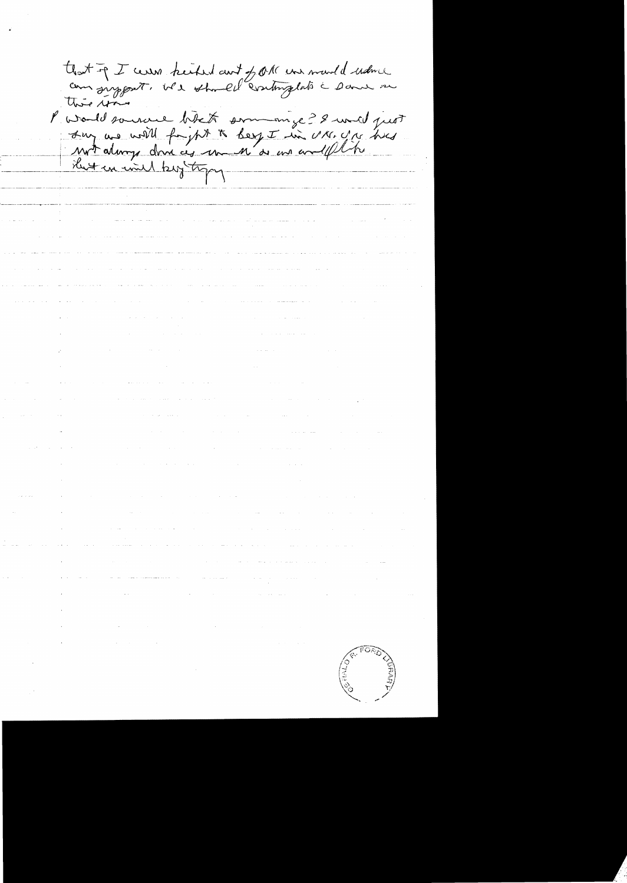that if I were kicked out of UN we would reduce our support. We should contemplate a some on this now.

P would someone like to say something? I would just say we will fight to keep I in UN. UN has not always done as much as we would like but we will keep trying.